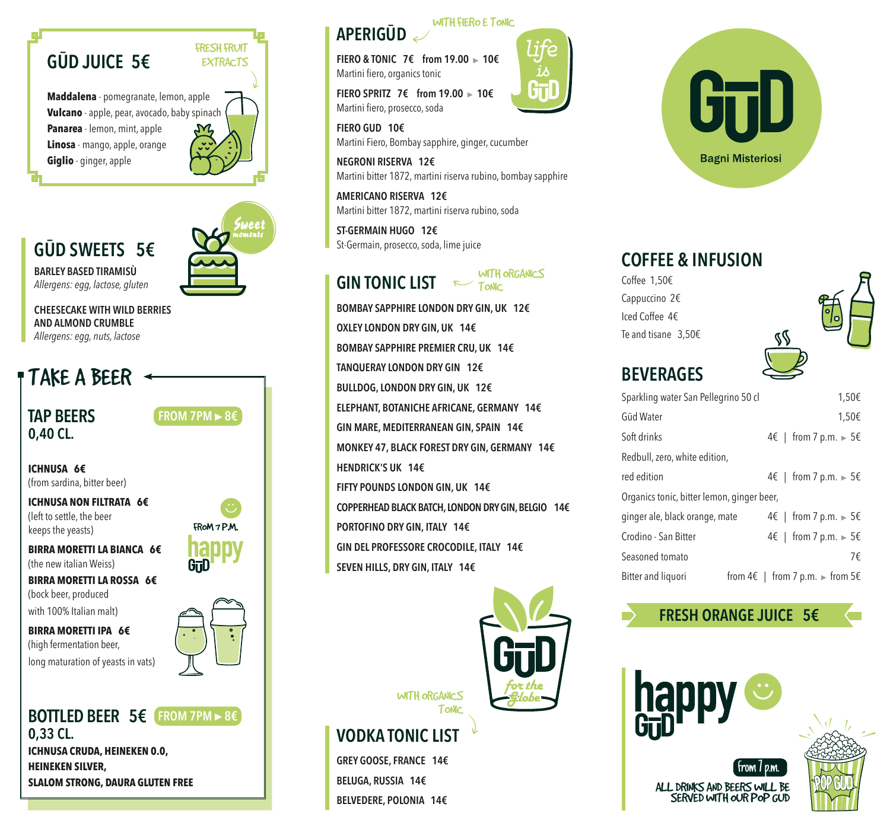## GŪD JUICE 5€

FRESH FRUIT EXTRACTS

**Maddalena** - pomegranate, lemon, apple
**Vulcano** - apple, pear, avocado, baby spinach
**Panarea** - lemon, mint, apple
**Linosa** - mango, apple, orange
**Giglio** - ginger, apple

## GŪD SWEETS 5€

Sweet moments

**BARLEY BASED TIRAMISÙ**
*Allergens: egg, lactose, gluten*

**CHEESECAKE WITH WILD BERRIES AND ALMOND CRUMBLE**
*Allergens: egg, nuts, lactose*

## TAKE A BEER

### TAP BEERS 0,40 CL.

FROM 7PM ▸ 8€

**ICHNUSA 6€**
(from sardina, bitter beer)

**ICHNUSA NON FILTRATA 6€**
(left to settle, the beer keeps the yeasts)

**BIRRA MORETTI LA BIANCA 6€**
(the new italian Weiss)

**BIRRA MORETTI LA ROSSA 6€**
(bock beer, produced with 100% Italian malt)

**BIRRA MORETTI IPA 6€**
(high fermentation beer, long maturation of yeasts in vats)

FROM 7 P.M. happy GŪD

### BOTTLED BEER 5€ 0,33 CL.

FROM 7PM ▸ 8€

**ICHNUSA CRUDA, HEINEKEN 0.0, HEINEKEN SILVER, SLALOM STRONG, DAURA GLUTEN FREE**

## APERIGŪD

WITH FIERO E TONIC

life is GŪD

**FIERO & TONIC 7€ from 19.00 ▸ 10€**
Martini fiero, organics tonic

**FIERO SPRITZ 7€ from 19.00 ▸ 10€**
Martini fiero, prosecco, soda

**FIERO GUD 10€**
Martini Fiero, Bombay sapphire, ginger, cucumber

**NEGRONI RISERVA 12€**
Martini bitter 1872, martini riserva rubino, bombay sapphire

**AMERICANO RISERVA 12€**
Martini bitter 1872, martini riserva rubino, soda

**ST-GERMAIN HUGO 12€**
St-Germain, prosecco, soda, lime juice

## GIN TONIC LIST

WITH ORGANICS TONIC

**BOMBAY SAPPHIRE LONDON DRY GIN, UK 12€**
**OXLEY LONDON DRY GIN, UK 14€**
**BOMBAY SAPPHIRE PREMIER CRU, UK 14€**
**TANQUERAY LONDON DRY GIN 12€**
**BULLDOG, LONDON DRY GIN, UK 12€**
**ELEPHANT, BOTANICHE AFRICANE, GERMANY 14€**
**GIN MARE, MEDITERRANEAN GIN, SPAIN 14€**
**MONKEY 47, BLACK FOREST DRY GIN, GERMANY 14€**
**HENDRICK'S UK 14€**
**FIFTY POUNDS LONDON GIN, UK 14€**
**COPPERHEAD BLACK BATCH, LONDON DRY GIN, BELGIO 14€**
**PORTOFINO DRY GIN, ITALY 14€**
**GIN DEL PROFESSORE CROCODILE, ITALY 14€**
**SEVEN HILLS, DRY GIN, ITALY 14€**

GŪD for the Globe

## VODKA TONIC LIST

WITH ORGANICS TONIC

**GREY GOOSE, FRANCE 14€**
**BELUGA, RUSSIA 14€**
**BELVEDERE, POLONIA 14€**

# GŪD
Bagni Misteriosi

## COFFEE & INFUSION

Coffee 1,50€
Cappuccino 2€
Iced Coffee 4€
Te and tisane 3,50€

## BEVERAGES

| | |
|---|---|
| Sparkling water San Pellegrino 50 cl | 1,50€ |
| Gūd Water | 1,50€ |
| Soft drinks | 4€ \| from 7 p.m. ▸ 5€ |
| Redbull, zero, white edition, red edition | 4€ \| from 7 p.m. ▸ 5€ |
| Organics tonic, bitter lemon, ginger beer, ginger ale, black orange, mate | 4€ \| from 7 p.m. ▸ 5€ |
| Crodino - San Bitter | 4€ \| from 7 p.m. ▸ 5€ |
| Seasoned tomato | 7€ |
| Bitter and liquori | from 4€ \| from 7 p.m. ▸ from 5€ |

## FRESH ORANGE JUICE 5€

happy GŪD

from 7 p.m.

ALL DRINKS AND BEERS WILL BE SERVED WITH OUR POP GUD

POP GŪD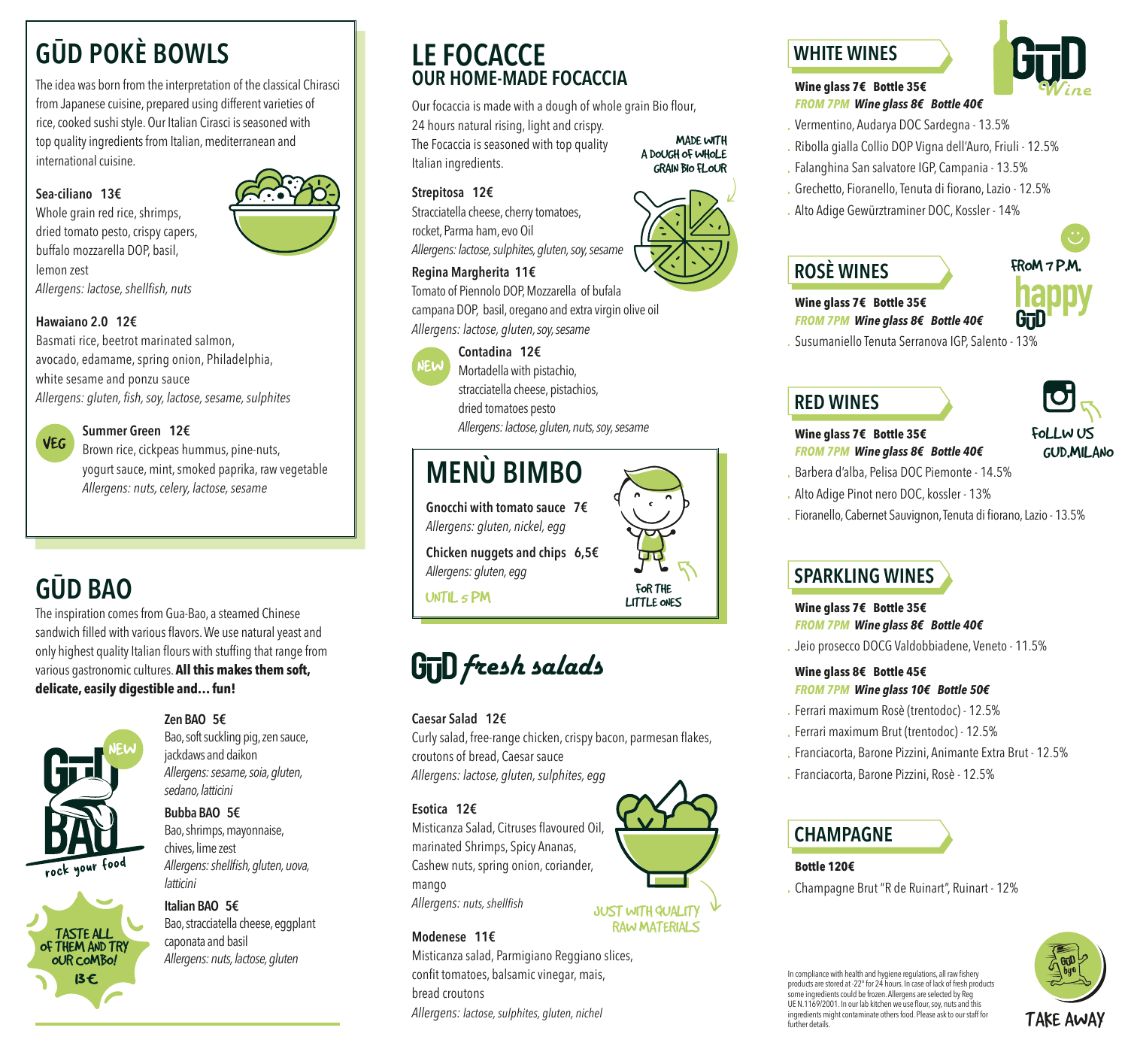## GŪD POKÈ BOWLS

The idea was born from the interpretation of the classical Chirasci from Japanese cuisine, prepared using different varieties of rice, cooked sushi style. Our Italian Cirasci is seasoned with top quality ingredients from Italian, mediterranean and international cuisine.

**Sea-ciliano 13€**
Whole grain red rice, shrimps, dried tomato pesto, crispy capers, buffalo mozzarella DOP, basil, lemon zest
*Allergens: lactose, shellfish, nuts*

**Hawaiano 2.0 12€**
Basmati rice, beetrot marinated salmon, avocado, edamame, spring onion, Philadelphia, white sesame and ponzu sauce
*Allergens: gluten, fish, soy, lactose, sesame, sulphites*

VEG **Summer Green 12€**
Brown rice, cickpeas hummus, pine-nuts, yogurt sauce, mint, smoked paprika, raw vegetable
*Allergens: nuts, celery, lactose, sesame*

## GŪD BAO

The inspiration comes from Gua-Bao, a steamed Chinese sandwich filled with various flavors. We use natural yeast and only highest quality Italian flours with stuffing that range from various gastronomic cultures. **All this makes them soft, delicate, easily digestible and... fun!**

GŪD BAO rock your food — NEW

**Zen BAO 5€**
Bao, soft suckling pig, zen sauce, jackdaws and daikon
*Allergens: sesame, soia, gluten, sedano, latticini*

**Bubba BAO 5€**
Bao, shrimps, mayonnaise, chives, lime zest
*Allergens: shellfish, gluten, uova, latticini*

**Italian BAO 5€**
Bao, stracciatella cheese, eggplant caponata and basil
*Allergens: nuts, lactose, gluten*

TASTE ALL OF THEM AND TRY OUR COMBO! 13€

## LE FOCACCE
### OUR HOME-MADE FOCACCIA

Our focaccia is made with a dough of whole grain Bio flour, 24 hours natural rising, light and crispy. The Focaccia is seasoned with top quality Italian ingredients.

MADE WITH A DOUGH OF WHOLE GRAIN BIO FLOUR

**Strepitosa 12€**
Stracciatella cheese, cherry tomatoes, rocket, Parma ham, evo Oil
*Allergens: lactose, sulphites, gluten, soy, sesame*

**Regina Margherita 11€**
Tomato of Piennolo DOP, Mozzarella of bufala campana DOP, basil, oregano and extra virgin olive oil
*Allergens: lactose, gluten, soy, sesame*

NEW **Contadina 12€**
Mortadella with pistachio, stracciatella cheese, pistachios, dried tomatoes pesto
*Allergens: lactose, gluten, nuts, soy, sesame*

## MENÙ BIMBO

**Gnocchi with tomato sauce 7€**
*Allergens: gluten, nickel, egg*

**Chicken nuggets and chips 6,5€**
*Allergens: gluten, egg*

UNTIL 5 PM

FOR THE LITTLE ONES

## GŪD *fresh salads*

**Caesar Salad 12€**
Curly salad, free-range chicken, crispy bacon, parmesan flakes, croutons of bread, Caesar sauce
*Allergens: lactose, gluten, sulphites, egg*

**Esotica 12€**
Misticanza Salad, Citruses flavoured Oil, marinated Shrimps, Spicy Ananas, Cashew nuts, spring onion, coriander, mango
*Allergens: nuts, shellfish*

JUST WITH QUALITY RAW MATERIALS

**Modenese 11€**
Misticanza salad, Parmigiano Reggiano slices, confit tomatoes, balsamic vinegar, mais, bread croutons
*Allergens: lactose, sulphites, gluten, nichel*

## WHITE WINES

GŪD Wine

**Wine glass 7€ Bottle 35€**
***FROM 7PM Wine glass 8€ Bottle 40€***

- Vermentino, Audarya DOC Sardegna - 13.5%
- Ribolla gialla Collio DOP Vigna dell'Auro, Friuli - 12.5%
- Falanghina San salvatore IGP, Campania - 13.5%
- Grechetto, Fioranello, Tenuta di fiorano, Lazio - 12.5%
- Alto Adige Gewürztraminer DOC, Kossler - 14%

## ROSÈ WINES

FROM 7 P.M. happy GŪD

**Wine glass 7€ Bottle 35€**
***FROM 7PM Wine glass 8€ Bottle 40€***

- Susumaniello Tenuta Serranova IGP, Salento - 13%

## RED WINES

FOLLW US GUD.MILANO

**Wine glass 7€ Bottle 35€**
***FROM 7PM Wine glass 8€ Bottle 40€***

- Barbera d'alba, Pelisa DOC Piemonte - 14.5%
- Alto Adige Pinot nero DOC, kossler - 13%
- Fioranello, Cabernet Sauvignon, Tenuta di fiorano, Lazio - 13.5%

## SPARKLING WINES

**Wine glass 7€ Bottle 35€**
***FROM 7PM Wine glass 8€ Bottle 40€***

- Jeio prosecco DOCG Valdobbiadene, Veneto - 11.5%

**Wine glass 8€ Bottle 45€**
***FROM 7PM Wine glass 10€ Bottle 50€***

- Ferrari maximum Rosè (trentodoc) - 12.5%
- Ferrari maximum Brut (trentodoc) - 12.5%
- Franciacorta, Barone Pizzini, Animante Extra Brut - 12.5%
- Franciacorta, Barone Pizzini, Rosè - 12.5%

## CHAMPAGNE

**Bottle 120€**

- Champagne Brut "R de Ruinart", Ruinart - 12%

In compliance with health and hygiene regulations, all raw fishery products are stored at -22° for 24 hours. In case of lack of fresh products some ingredients could be frozen. Allergens are selected by Reg UE N.1169/2001. In our lab kitchen we use flour, soy, nuts and this ingredients might contaminate others food. Please ask to our staff for further details.

TAKE AWAY